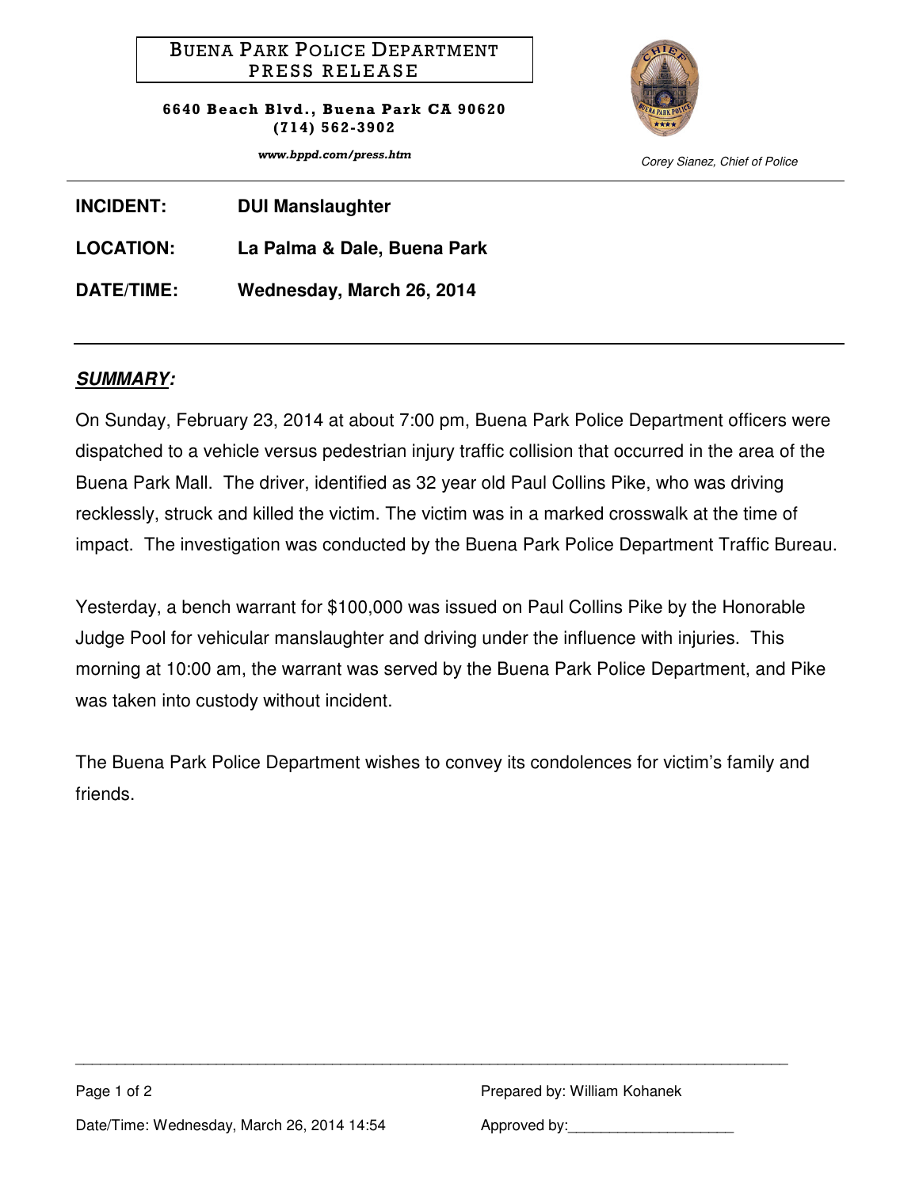# BUENA PARK POLICE DEPARTMENT
## PRESS RELEASE

**6640 Beach Blvd., Buena Park CA 90620**
**(714) 562-3902**

***www.bppd.com/press.htm***

*Corey Sianez, Chief of Police*

---

**INCIDENT:** **DUI Manslaughter**

**LOCATION:** **La Palma & Dale, Buena Park**

**DATE/TIME:** **Wednesday, March 26, 2014**

---

***SUMMARY:***

On Sunday, February 23, 2014 at about 7:00 pm, Buena Park Police Department officers were dispatched to a vehicle versus pedestrian injury traffic collision that occurred in the area of the Buena Park Mall. The driver, identified as 32 year old Paul Collins Pike, who was driving recklessly, struck and killed the victim. The victim was in a marked crosswalk at the time of impact. The investigation was conducted by the Buena Park Police Department Traffic Bureau.

Yesterday, a bench warrant for $100,000 was issued on Paul Collins Pike by the Honorable Judge Pool for vehicular manslaughter and driving under the influence with injuries. This morning at 10:00 am, the warrant was served by the Buena Park Police Department, and Pike was taken into custody without incident.

The Buena Park Police Department wishes to convey its condolences for victim's family and friends.

---

Prepared by: William Kohanek

Date/Time: Wednesday, March 26, 2014 14:54

Approved by:____________________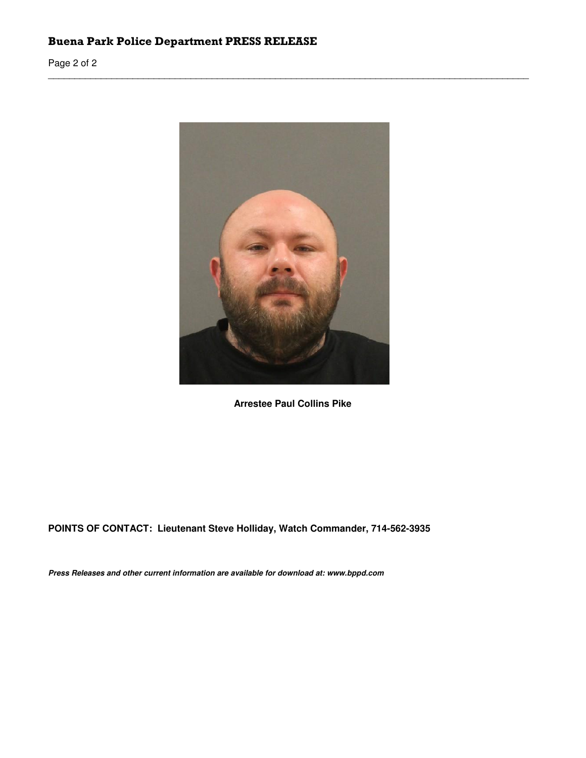**Arrestee Paul Collins Pike**

**POINTS OF CONTACT: Lieutenant Steve Holliday, Watch Commander, 714-562-3935**

***Press Releases and other current information are available for download at: www.bppd.com***